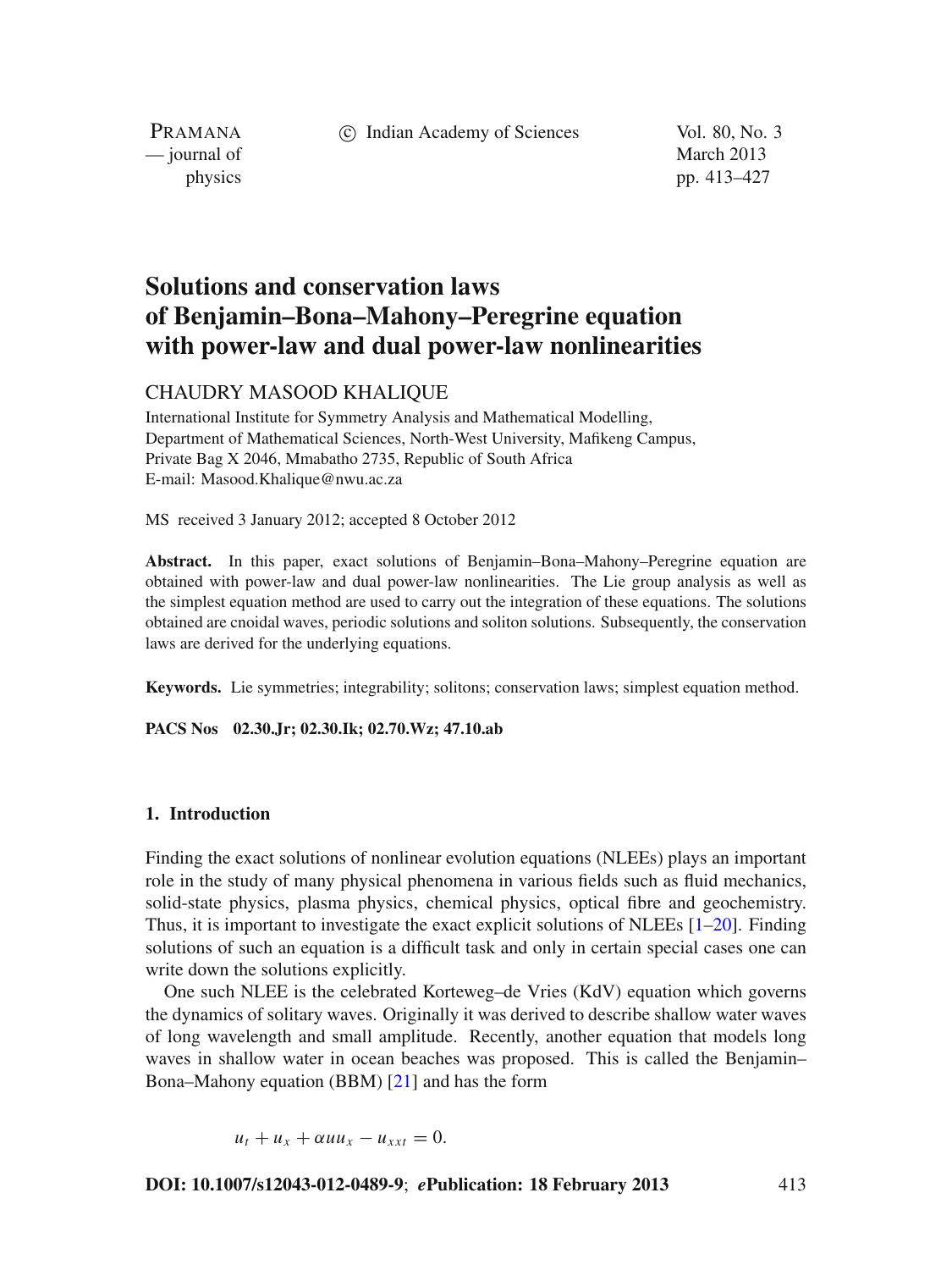# Solutions and conservation laws of Benjamin–Bona–Mahony–Peregrine equation with power-law and dual power-law nonlinearities

CHAUDRY MASOOD KHALIQUE

International Institute for Symmetry Analysis and Mathematical Modelling, Department of Mathematical Sciences, North-West University, Mafikeng Campus, Private Bag X 2046, Mmabatho 2735, Republic of South Africa
E-mail: Masood.Khalique@nwu.ac.za

MS received 3 January 2012; accepted 8 October 2012

**Abstract.** In this paper, exact solutions of Benjamin–Bona–Mahony–Peregrine equation are obtained with power-law and dual power-law nonlinearities. The Lie group analysis as well as the simplest equation method are used to carry out the integration of these equations. The solutions obtained are cnoidal waves, periodic solutions and soliton solutions. Subsequently, the conservation laws are derived for the underlying equations.

**Keywords.** Lie symmetries; integrability; solitons; conservation laws; simplest equation method.

**PACS Nos** 02.30.Jr; 02.30.Ik; 02.70.Wz; 47.10.ab

## 1. Introduction

Finding the exact solutions of nonlinear evolution equations (NLEEs) plays an important role in the study of many physical phenomena in various fields such as fluid mechanics, solid-state physics, plasma physics, chemical physics, optical fibre and geochemistry. Thus, it is important to investigate the exact explicit solutions of NLEEs [1–20]. Finding solutions of such an equation is a difficult task and only in certain special cases one can write down the solutions explicitly.

One such NLEE is the celebrated Korteweg–de Vries (KdV) equation which governs the dynamics of solitary waves. Originally it was derived to describe shallow water waves of long wavelength and small amplitude. Recently, another equation that models long waves in shallow water in ocean beaches was proposed. This is called the Benjamin–Bona–Mahony equation (BBM) [21] and has the form

$$u_t + u_x + \alpha u u_x - u_{xxt} = 0.$$

**DOI: 10.1007/s12043-012-0489-9**; ***e*Publication: 18 February 2013**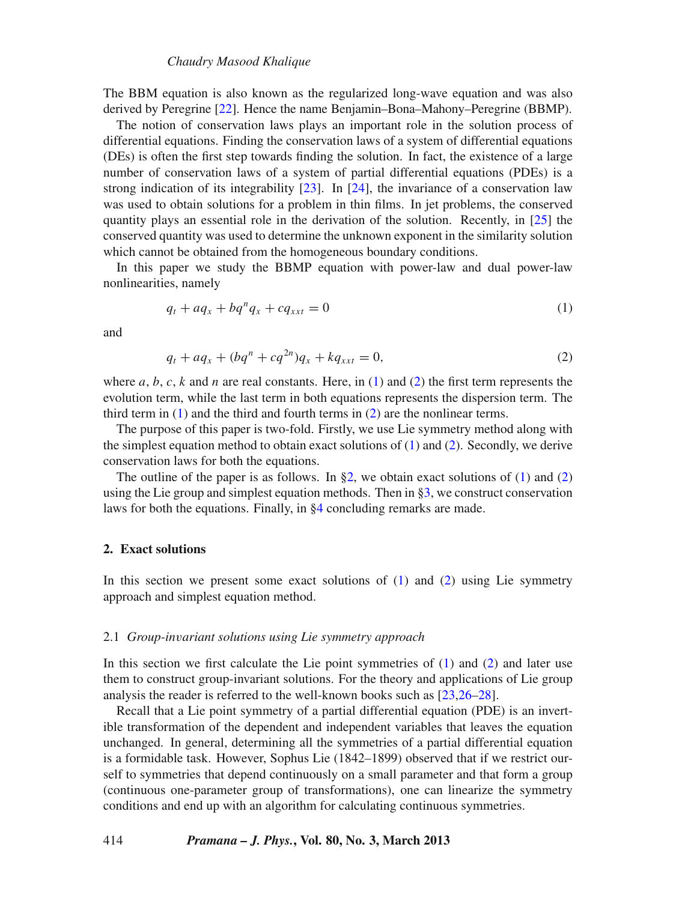The BBM equation is also known as the regularized long-wave equation and was also derived by Peregrine [22]. Hence the name Benjamin–Bona–Mahony–Peregrine (BBMP).

The notion of conservation laws plays an important role in the solution process of differential equations. Finding the conservation laws of a system of differential equations (DEs) is often the first step towards finding the solution. In fact, the existence of a large number of conservation laws of a system of partial differential equations (PDEs) is a strong indication of its integrability [23]. In [24], the invariance of a conservation law was used to obtain solutions for a problem in thin films. In jet problems, the conserved quantity plays an essential role in the derivation of the solution. Recently, in [25] the conserved quantity was used to determine the unknown exponent in the similarity solution which cannot be obtained from the homogeneous boundary conditions.

In this paper we study the BBMP equation with power-law and dual power-law nonlinearities, namely

$$q_t + aq_x + bq^n q_x + cq_{xxt} = 0 \tag{1}$$

and

$$q_t + aq_x + (bq^n + cq^{2n})q_x + kq_{xxt} = 0, \tag{2}$$

where $a$, $b$, $c$, $k$ and $n$ are real constants. Here, in (1) and (2) the first term represents the evolution term, while the last term in both equations represents the dispersion term. The third term in (1) and the third and fourth terms in (2) are the nonlinear terms.

The purpose of this paper is two-fold. Firstly, we use Lie symmetry method along with the simplest equation method to obtain exact solutions of (1) and (2). Secondly, we derive conservation laws for both the equations.

The outline of the paper is as follows. In §2, we obtain exact solutions of (1) and (2) using the Lie group and simplest equation methods. Then in §3, we construct conservation laws for both the equations. Finally, in §4 concluding remarks are made.

## 2. Exact solutions

In this section we present some exact solutions of (1) and (2) using Lie symmetry approach and simplest equation method.

### 2.1 *Group-invariant solutions using Lie symmetry approach*

In this section we first calculate the Lie point symmetries of (1) and (2) and later use them to construct group-invariant solutions. For the theory and applications of Lie group analysis the reader is referred to the well-known books such as [23,26–28].

Recall that a Lie point symmetry of a partial differential equation (PDE) is an invertible transformation of the dependent and independent variables that leaves the equation unchanged. In general, determining all the symmetries of a partial differential equation is a formidable task. However, Sophus Lie (1842–1899) observed that if we restrict ourself to symmetries that depend continuously on a small parameter and that form a group (continuous one-parameter group of transformations), one can linearize the symmetry conditions and end up with an algorithm for calculating continuous symmetries.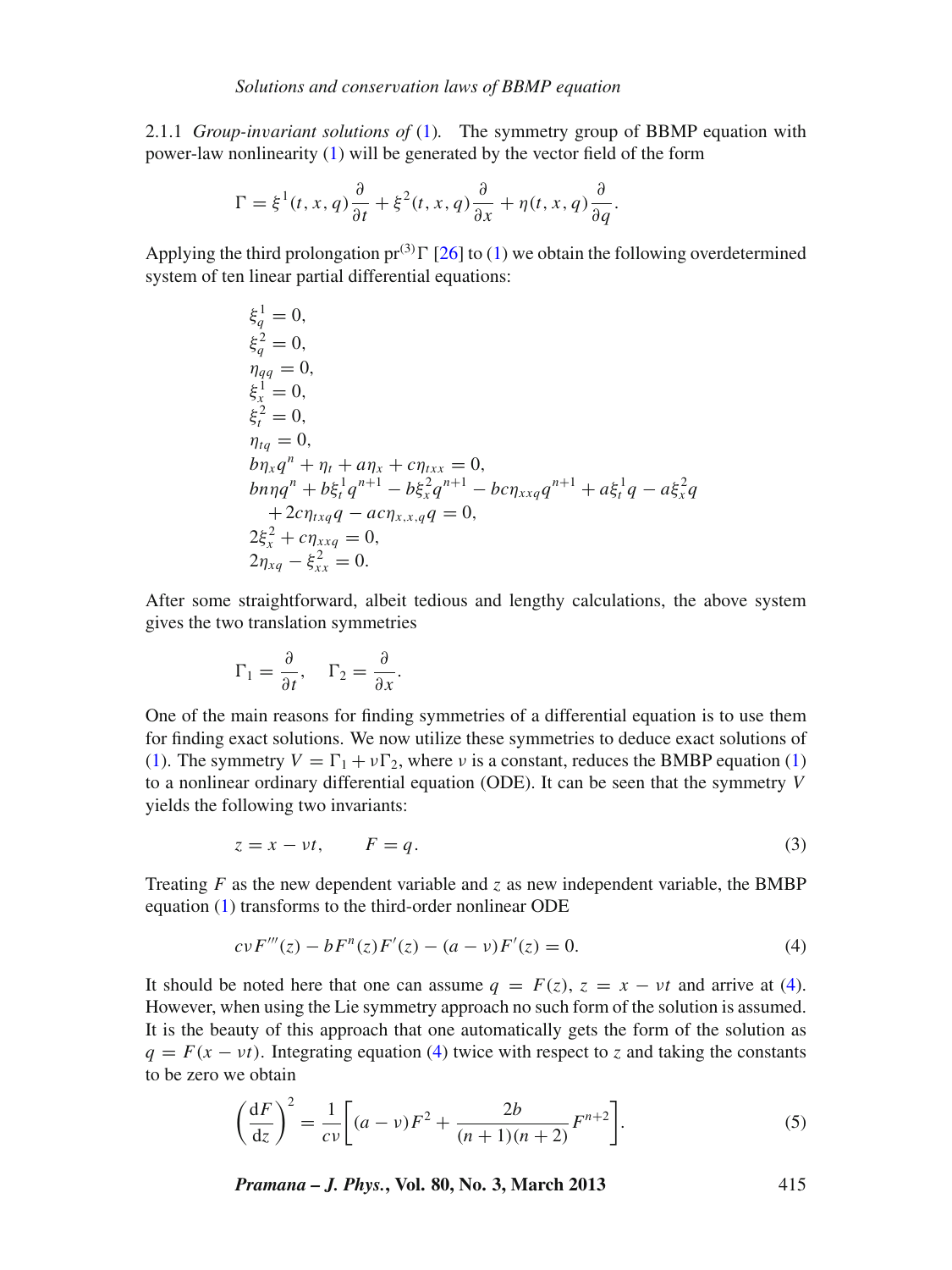#### 2.1.1 *Group-invariant solutions of* (1).

The symmetry group of BBMP equation with power-law nonlinearity (1) will be generated by the vector field of the form

$$\Gamma = \xi^1(t,x,q)\frac{\partial}{\partial t} + \xi^2(t,x,q)\frac{\partial}{\partial x} + \eta(t,x,q)\frac{\partial}{\partial q}.$$

Applying the third prolongation $\mathrm{pr}^{(3)}\Gamma$ [26] to (1) we obtain the following overdetermined system of ten linear partial differential equations:

$$
\begin{aligned}
&\xi^1_q = 0,\\
&\xi^2_q = 0,\\
&\eta_{qq} = 0,\\
&\xi^1_x = 0,\\
&\xi^2_t = 0,\\
&\eta_{tq} = 0,\\
&b\eta_x q^n + \eta_t + a\eta_x + c\eta_{txx} = 0,\\
&bn\eta q^n + b\xi^1_t q^{n+1} - b\xi^2_x q^{n+1} - bc\eta_{xxq} q^{n+1} + a\xi^1_t q - a\xi^2_x q\\
&\quad + 2c\eta_{txq} q - ac\eta_{x,x,q} q = 0,\\
&2\xi^2_x + c\eta_{xxq} = 0,\\
&2\eta_{xq} - \xi^2_{xx} = 0.
\end{aligned}
$$

After some straightforward, albeit tedious and lengthy calculations, the above system gives the two translation symmetries

$$\Gamma_1 = \frac{\partial}{\partial t}, \quad \Gamma_2 = \frac{\partial}{\partial x}.$$

One of the main reasons for finding symmetries of a differential equation is to use them for finding exact solutions. We now utilize these symmetries to deduce exact solutions of (1). The symmetry $V = \Gamma_1 + \nu\Gamma_2$, where $\nu$ is a constant, reduces the BMBP equation (1) to a nonlinear ordinary differential equation (ODE). It can be seen that the symmetry $V$ yields the following two invariants:

$$z = x - \nu t, \qquad F = q. \tag{3}$$

Treating $F$ as the new dependent variable and $z$ as new independent variable, the BMBP equation (1) transforms to the third-order nonlinear ODE

$$c\nu F'''(z) - bF^n(z)F'(z) - (a-\nu)F'(z) = 0. \tag{4}$$

It should be noted here that one can assume $q = F(z)$, $z = x - \nu t$ and arrive at (4). However, when using the Lie symmetry approach no such form of the solution is assumed. It is the beauty of this approach that one automatically gets the form of the solution as $q = F(x - \nu t)$. Integrating equation (4) twice with respect to $z$ and taking the constants to be zero we obtain

$$\left(\frac{\mathrm{d}F}{\mathrm{d}z}\right)^2 = \frac{1}{c\nu}\left[(a-\nu)F^2 + \frac{2b}{(n+1)(n+2)}F^{n+2}\right]. \tag{5}$$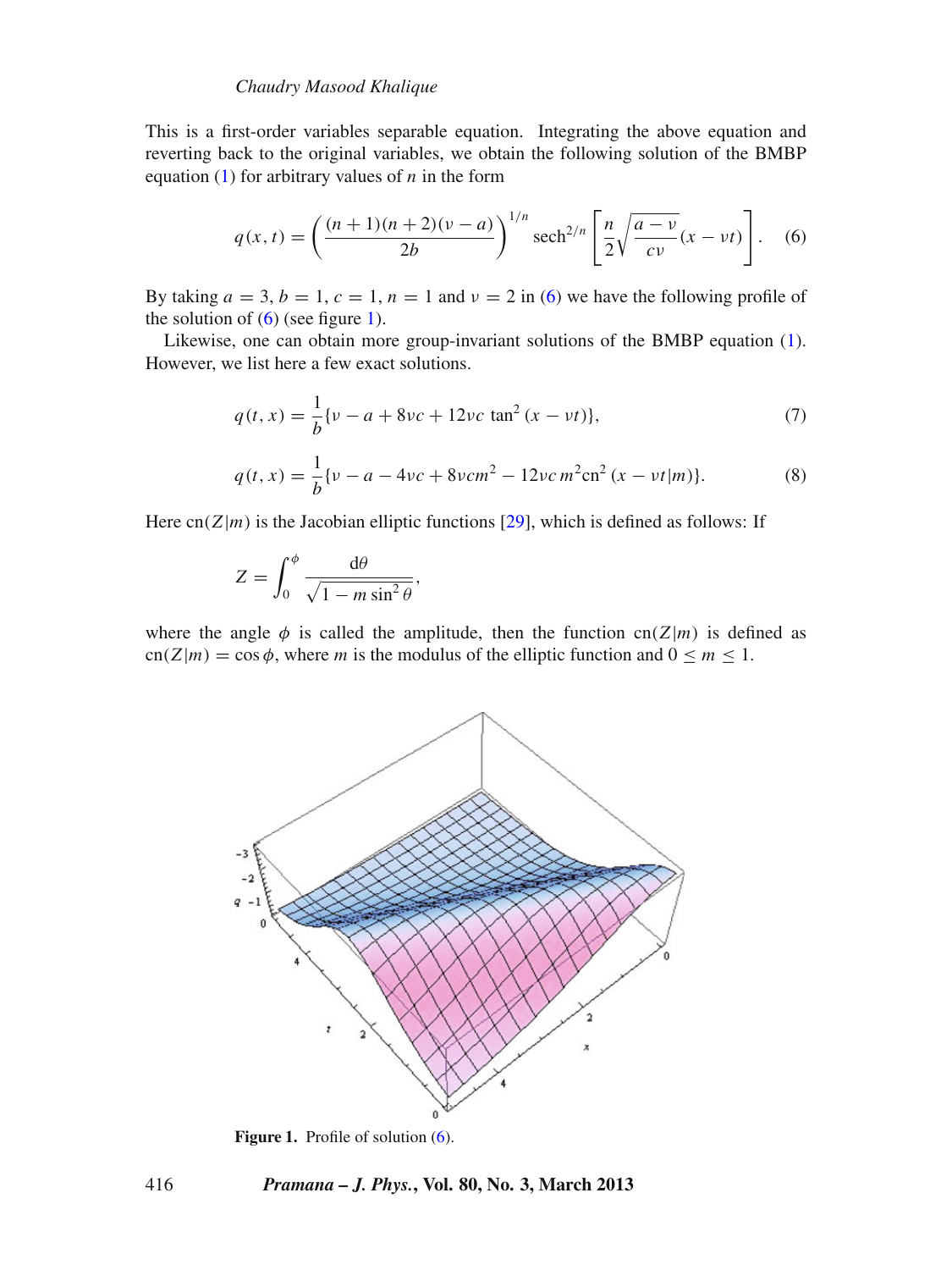This is a first-order variables separable equation. Integrating the above equation and reverting back to the original variables, we obtain the following solution of the BMBP equation (1) for arbitrary values of $n$ in the form

$$q(x,t) = \left(\frac{(n+1)(n+2)(\nu - a)}{2b}\right)^{1/n} \operatorname{sech}^{2/n}\left[\frac{n}{2}\sqrt{\frac{a-\nu}{c\nu}}(x - \nu t)\right]. \quad (6)$$

By taking $a = 3$, $b = 1$, $c = 1$, $n = 1$ and $\nu = 2$ in (6) we have the following profile of the solution of (6) (see figure 1).

Likewise, one can obtain more group-invariant solutions of the BMBP equation (1). However, we list here a few exact solutions.

$$q(t,x) = \frac{1}{b}\{\nu - a + 8\nu c + 12\nu c \tan^2(x - \nu t)\}, \quad (7)$$

$$q(t,x) = \frac{1}{b}\{\nu - a - 4\nu c + 8\nu c m^2 - 12\nu c\, m^2 \operatorname{cn}^2(x - \nu t|m)\}. \quad (8)$$

Here $\operatorname{cn}(Z|m)$ is the Jacobian elliptic functions [29], which is defined as follows: If

$$Z = \int_0^{\phi} \frac{\mathrm{d}\theta}{\sqrt{1 - m\sin^2\theta}},$$

where the angle $\phi$ is called the amplitude, then the function $\operatorname{cn}(Z|m)$ is defined as $\operatorname{cn}(Z|m) = \cos\phi$, where $m$ is the modulus of the elliptic function and $0 \le m \le 1$.

**Figure 1.** Profile of solution (6).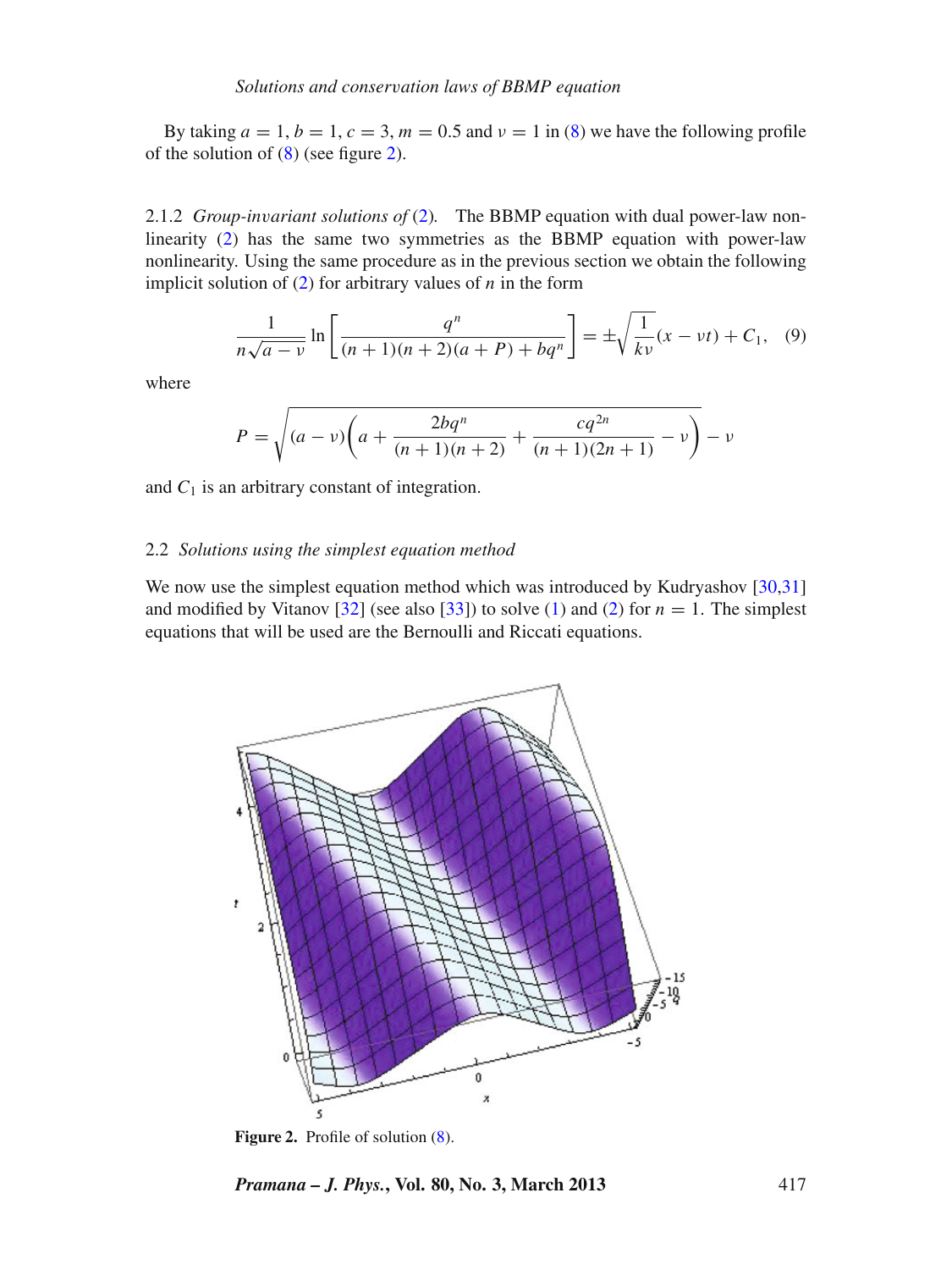By taking $a = 1, b = 1, c = 3, m = 0.5$ and $\nu = 1$ in (8) we have the following profile of the solution of (8) (see figure 2).

2.1.2 *Group-invariant solutions of* (2). The BBMP equation with dual power-law nonlinearity (2) has the same two symmetries as the BBMP equation with power-law nonlinearity. Using the same procedure as in the previous section we obtain the following implicit solution of (2) for arbitrary values of $n$ in the form

$$\frac{1}{n\sqrt{a-\nu}} \ln\left[\frac{q^n}{(n+1)(n+2)(a+P)+bq^n}\right] = \pm\sqrt{\frac{1}{k\nu}}(x-\nu t) + C_1, \quad (9)$$

where

$$P = \sqrt{(a-\nu)\left(a + \frac{2bq^n}{(n+1)(n+2)} + \frac{cq^{2n}}{(n+1)(2n+1)} - \nu\right)} - \nu$$

and $C_1$ is an arbitrary constant of integration.

## 2.2 *Solutions using the simplest equation method*

We now use the simplest equation method which was introduced by Kudryashov [30,31] and modified by Vitanov [32] (see also [33]) to solve (1) and (2) for $n = 1$. The simplest equations that will be used are the Bernoulli and Riccati equations.

**Figure 2.** Profile of solution (8).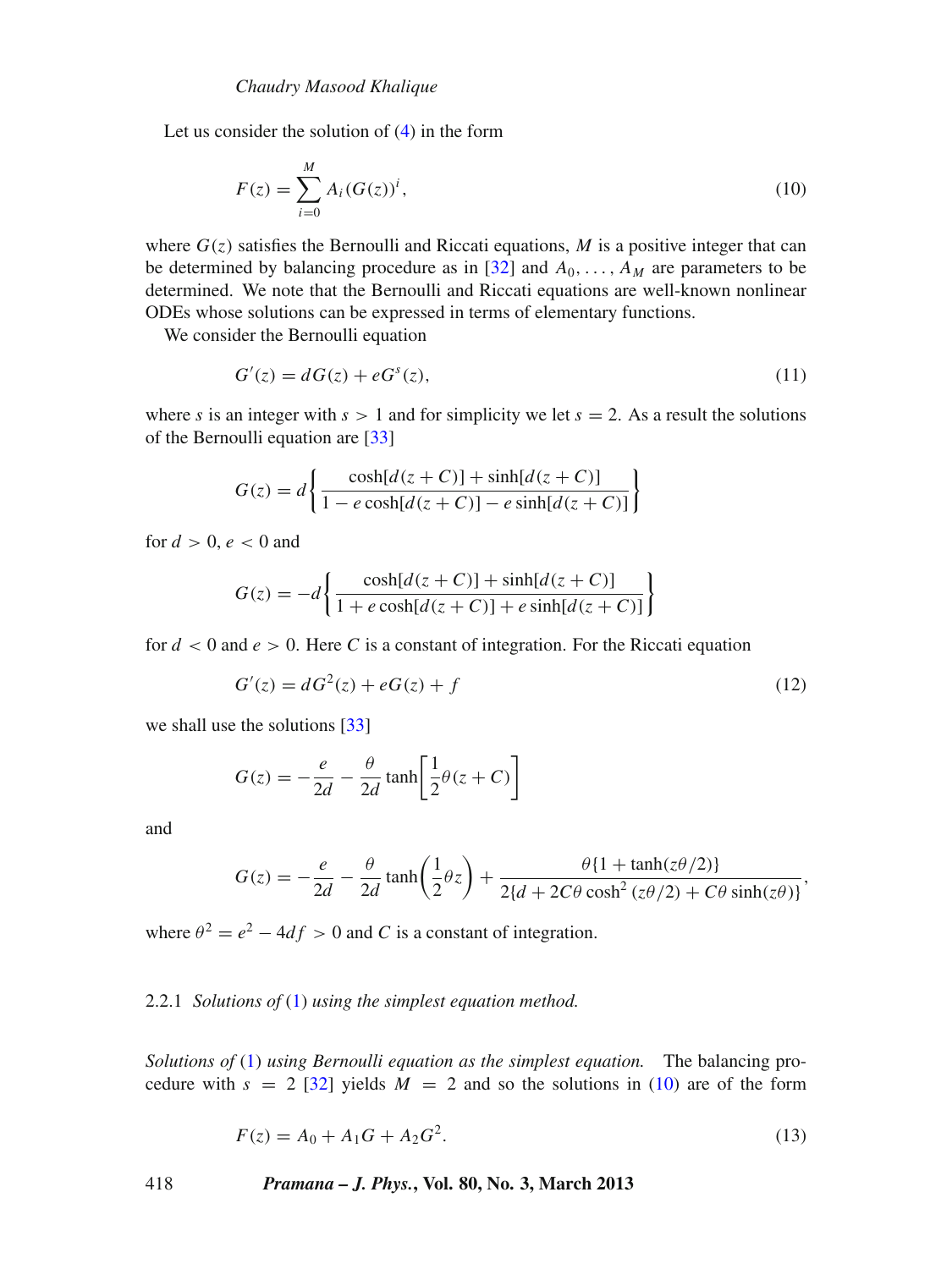Let us consider the solution of (4) in the form

$$F(z) = \sum_{i=0}^{M} A_i (G(z))^i, \tag{10}$$

where $G(z)$ satisfies the Bernoulli and Riccati equations, $M$ is a positive integer that can be determined by balancing procedure as in [32] and $A_0, \ldots, A_M$ are parameters to be determined. We note that the Bernoulli and Riccati equations are well-known nonlinear ODEs whose solutions can be expressed in terms of elementary functions.

We consider the Bernoulli equation

$$G'(z) = dG(z) + eG^s(z), \tag{11}$$

where $s$ is an integer with $s > 1$ and for simplicity we let $s = 2$. As a result the solutions of the Bernoulli equation are [33]

$$G(z) = d\left\{\frac{\cosh[d(z+C)] + \sinh[d(z+C)]}{1 - e\cosh[d(z+C)] - e\sinh[d(z+C)]}\right\}$$

for $d > 0$, $e < 0$ and

$$G(z) = -d\left\{\frac{\cosh[d(z+C)] + \sinh[d(z+C)]}{1 + e\cosh[d(z+C)] + e\sinh[d(z+C)]}\right\}$$

for $d < 0$ and $e > 0$. Here $C$ is a constant of integration. For the Riccati equation

$$G'(z) = dG^2(z) + eG(z) + f \tag{12}$$

we shall use the solutions [33]

$$G(z) = -\frac{e}{2d} - \frac{\theta}{2d}\tanh\left[\frac{1}{2}\theta(z+C)\right]$$

and

$$G(z) = -\frac{e}{2d} - \frac{\theta}{2d}\tanh\left(\frac{1}{2}\theta z\right) + \frac{\theta\{1 + \tanh(z\theta/2)\}}{2\{d + 2C\theta\cosh^2(z\theta/2) + C\theta\sinh(z\theta)\}},$$

where $\theta^2 = e^2 - 4df > 0$ and $C$ is a constant of integration.

#### 2.2.1 *Solutions of* (1) *using the simplest equation method.*

*Solutions of* (1) *using Bernoulli equation as the simplest equation.* The balancing procedure with $s = 2$ [32] yields $M = 2$ and so the solutions in (10) are of the form

$$F(z) = A_0 + A_1 G + A_2 G^2. \tag{13}$$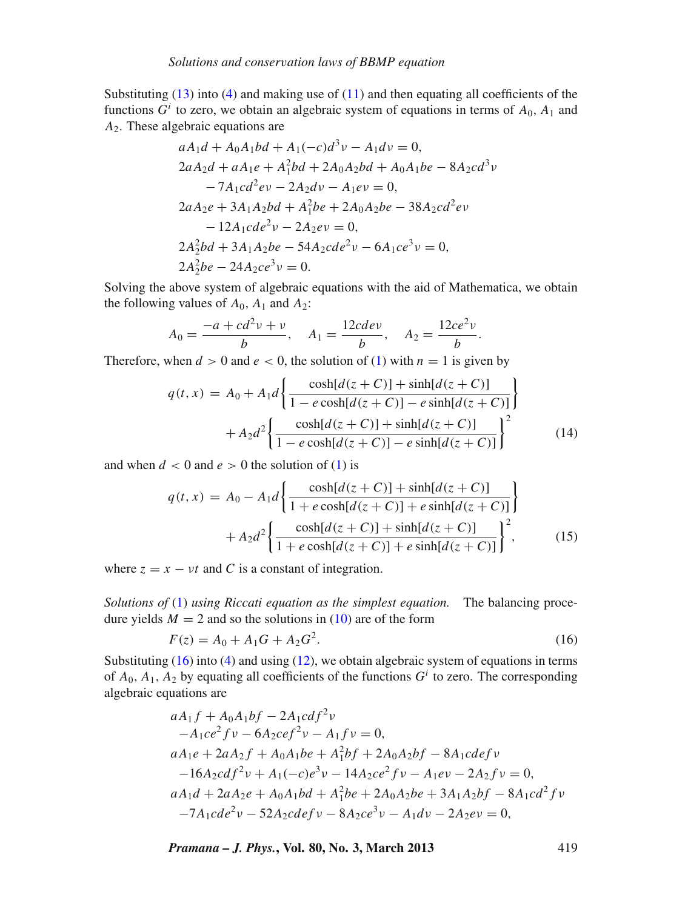Substituting (13) into (4) and making use of (11) and then equating all coefficients of the functions $G^i$ to zero, we obtain an algebraic system of equations in terms of $A_0$, $A_1$ and $A_2$. These algebraic equations are

$$
\begin{aligned}
&aA_1d + A_0A_1bd + A_1(-c)d^3\nu - A_1d\nu = 0,\\
&2aA_2d + aA_1e + A_1^2bd + 2A_0A_2bd + A_0A_1be - 8A_2cd^3\nu\\
&\quad - 7A_1cd^2e\nu - 2A_2d\nu - A_1e\nu = 0,\\
&2aA_2e + 3A_1A_2bd + A_1^2be + 2A_0A_2be - 38A_2cd^2e\nu\\
&\quad - 12A_1cde^2\nu - 2A_2e\nu = 0,\\
&2A_2^2bd + 3A_1A_2be - 54A_2cde^2\nu - 6A_1ce^3\nu = 0,\\
&2A_2^2be - 24A_2ce^3\nu = 0.
\end{aligned}
$$

Solving the above system of algebraic equations with the aid of Mathematica, we obtain the following values of $A_0$, $A_1$ and $A_2$:

$$A_0 = \frac{-a + cd^2\nu + \nu}{b}, \quad A_1 = \frac{12cde\nu}{b}, \quad A_2 = \frac{12ce^2\nu}{b}.$$

Therefore, when $d > 0$ and $e < 0$, the solution of (1) with $n = 1$ is given by

$$
\begin{aligned}
q(t,x) &= A_0 + A_1d\left\{\frac{\cosh[d(z+C)] + \sinh[d(z+C)]}{1 - e\cosh[d(z+C)] - e\sinh[d(z+C)]}\right\}\\
&\quad + A_2d^2\left\{\frac{\cosh[d(z+C)] + \sinh[d(z+C)]}{1 - e\cosh[d(z+C)] - e\sinh[d(z+C)]}\right\}^2 \qquad (14)
\end{aligned}
$$

and when $d < 0$ and $e > 0$ the solution of (1) is

$$
\begin{aligned}
q(t,x) &= A_0 - A_1d\left\{\frac{\cosh[d(z+C)] + \sinh[d(z+C)]}{1 + e\cosh[d(z+C)] + e\sinh[d(z+C)]}\right\}\\
&\quad + A_2d^2\left\{\frac{\cosh[d(z+C)] + \sinh[d(z+C)]}{1 + e\cosh[d(z+C)] + e\sinh[d(z+C)]}\right\}^2, \qquad (15)
\end{aligned}
$$

where $z = x - \nu t$ and $C$ is a constant of integration.

*Solutions of* (1) *using Riccati equation as the simplest equation.* The balancing procedure yields $M = 2$ and so the solutions in (10) are of the form

$$F(z) = A_0 + A_1G + A_2G^2. \qquad (16)$$

Substituting (16) into (4) and using (12), we obtain algebraic system of equations in terms of $A_0$, $A_1$, $A_2$ by equating all coefficients of the functions $G^i$ to zero. The corresponding algebraic equations are

$$
\begin{aligned}
&aA_1f + A_0A_1bf - 2A_1cdf^2\nu\\
&-A_1ce^2f\nu - 6A_2cef^2\nu - A_1f\nu = 0,\\
&aA_1e + 2aA_2f + A_0A_1be + A_1^2bf + 2A_0A_2bf - 8A_1cdef\nu\\
&-16A_2cdf^2\nu + A_1(-c)e^3\nu - 14A_2ce^2f\nu - A_1e\nu - 2A_2f\nu = 0,\\
&aA_1d + 2aA_2e + A_0A_1bd + A_1^2be + 2A_0A_2be + 3A_1A_2bf - 8A_1cd^2f\nu\\
&-7A_1cde^2\nu - 52A_2cdef\nu - 8A_2ce^3\nu - A_1d\nu - 2A_2e\nu = 0,
\end{aligned}
$$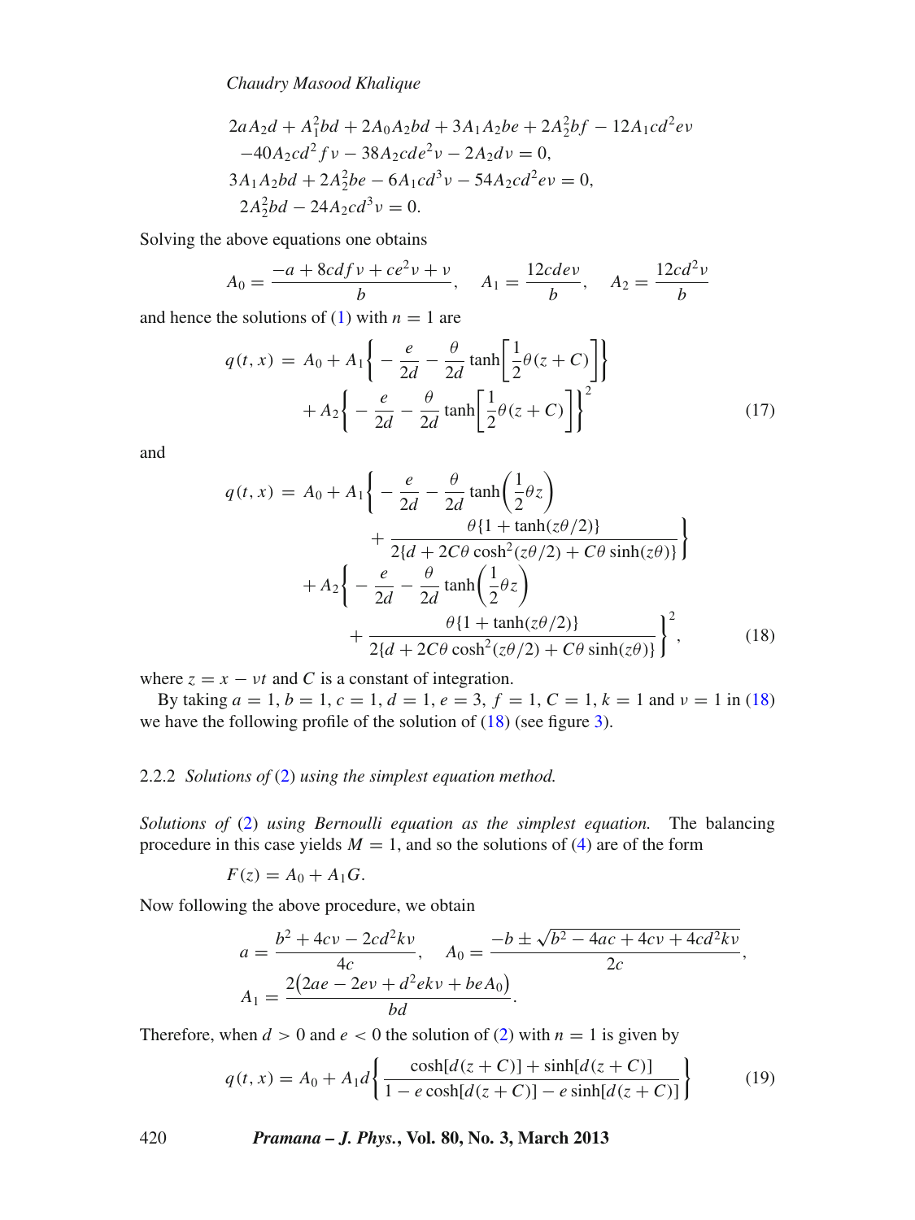$$
\begin{aligned}
&2aA_2d + A_1^2bd + 2A_0A_2bd + 3A_1A_2be + 2A_2^2bf - 12A_1cd^2e\nu \\
&\quad -40A_2cd^2f\nu - 38A_2cde^2\nu - 2A_2d\nu = 0, \\
&3A_1A_2bd + 2A_2^2be - 6A_1cd^3\nu - 54A_2cd^2e\nu = 0, \\
&\ 2A_2^2bd - 24A_2cd^3\nu = 0.
\end{aligned}
$$

Solving the above equations one obtains

$$
A_0 = \frac{-a + 8cdf\nu + ce^2\nu + \nu}{b}, \quad A_1 = \frac{12cde\nu}{b}, \quad A_2 = \frac{12cd^2\nu}{b}
$$

and hence the solutions of (1) with $n = 1$ are

$$
\begin{aligned}
q(t,x) \ = \ & A_0 + A_1\left\{-\frac{e}{2d} - \frac{\theta}{2d}\tanh\left[\frac{1}{2}\theta(z+C)\right]\right\} \\
& + A_2\left\{-\frac{e}{2d} - \frac{\theta}{2d}\tanh\left[\frac{1}{2}\theta(z+C)\right]\right\}^2
\end{aligned}
\tag{17}
$$

and

$$
\begin{aligned}
q(t,x) \ = \ & A_0 + A_1\left\{-\frac{e}{2d} - \frac{\theta}{2d}\tanh\left(\frac{1}{2}\theta z\right)\right. \\
& \left. \qquad + \frac{\theta\{1+\tanh(z\theta/2)\}}{2\{d + 2C\theta\cosh^2(z\theta/2) + C\theta\sinh(z\theta)\}}\right\} \\
& + A_2\left\{-\frac{e}{2d} - \frac{\theta}{2d}\tanh\left(\frac{1}{2}\theta z\right)\right. \\
& \left. \qquad + \frac{\theta\{1+\tanh(z\theta/2)\}}{2\{d + 2C\theta\cosh^2(z\theta/2) + C\theta\sinh(z\theta)\}}\right\}^2,
\end{aligned}
\tag{18}
$$

where $z = x - \nu t$ and $C$ is a constant of integration.

By taking $a = 1, b = 1, c = 1, d = 1, e = 3, f = 1, C = 1, k = 1$ and $\nu = 1$ in (18) we have the following profile of the solution of (18) (see figure 3).

### 2.2.2 *Solutions of* (2) *using the simplest equation method.*

*Solutions of* (2) *using Bernoulli equation as the simplest equation.* The balancing procedure in this case yields $M = 1$, and so the solutions of (4) are of the form

$$
F(z) = A_0 + A_1G.
$$

Now following the above procedure, we obtain

$$
a = \frac{b^2 + 4c\nu - 2cd^2k\nu}{4c}, \quad A_0 = \frac{-b \pm \sqrt{b^2 - 4ac + 4c\nu + 4cd^2k\nu}}{2c},
$$

$$
A_1 = \frac{2\left(2ae - 2e\nu + d^2ek\nu + beA_0\right)}{bd}.
$$

Therefore, when $d > 0$ and $e < 0$ the solution of (2) with $n = 1$ is given by

$$
q(t,x) = A_0 + A_1 d\left\{\frac{\cosh[d(z+C)] + \sinh[d(z+C)]}{1 - e\cosh[d(z+C)] - e\sinh[d(z+C)]}\right\}
\tag{19}
$$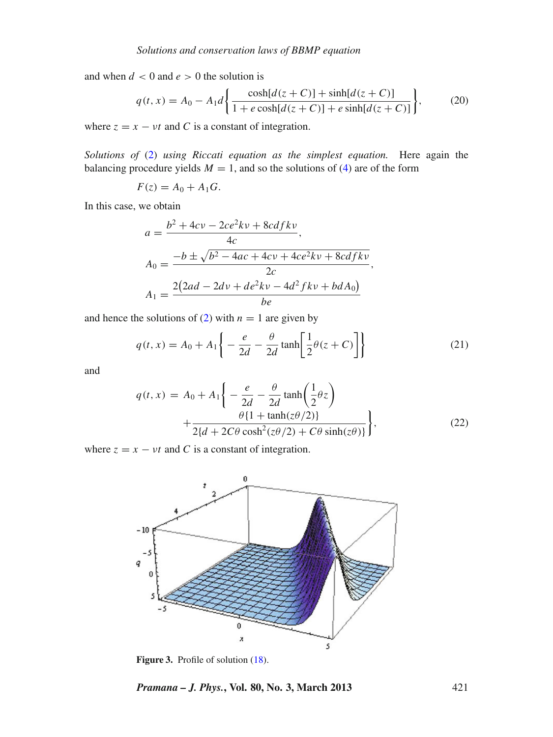and when $d < 0$ and $e > 0$ the solution is

$$q(t,x) = A_0 - A_1 d \left\{ \frac{\cosh[d(z+C)] + \sinh[d(z+C)]}{1 + e\cosh[d(z+C)] + e\sinh[d(z+C)]} \right\}, \tag{20}$$

where $z = x - \nu t$ and $C$ is a constant of integration.

*Solutions of* (2) *using Riccati equation as the simplest equation.* Here again the balancing procedure yields $M = 1$, and so the solutions of (4) are of the form

$$F(z) = A_0 + A_1 G.$$

In this case, we obtain

$$a = \frac{b^2 + 4c\nu - 2ce^2 k\nu + 8cdfk\nu}{4c},$$

$$A_0 = \frac{-b \pm \sqrt{b^2 - 4ac + 4c\nu + 4ce^2 k\nu + 8cdfk\nu}}{2c},$$

$$A_1 = \frac{2\left(2ad - 2d\nu + de^2 k\nu - 4d^2 fk\nu + bdA_0\right)}{be}$$

and hence the solutions of (2) with $n = 1$ are given by

$$q(t,x) = A_0 + A_1 \left\{ -\frac{e}{2d} - \frac{\theta}{2d}\tanh\left[\frac{1}{2}\theta(z+C)\right] \right\} \tag{21}$$

and

$$q(t,x) = A_0 + A_1 \left\{ -\frac{e}{2d} - \frac{\theta}{2d}\tanh\left(\frac{1}{2}\theta z\right) + \frac{\theta\{1 + \tanh(z\theta/2)\}}{2\{d + 2C\theta\cosh^2(z\theta/2) + C\theta\sinh(z\theta)\}} \right\}, \tag{22}$$

where $z = x - \nu t$ and $C$ is a constant of integration.

**Figure 3.** Profile of solution (18).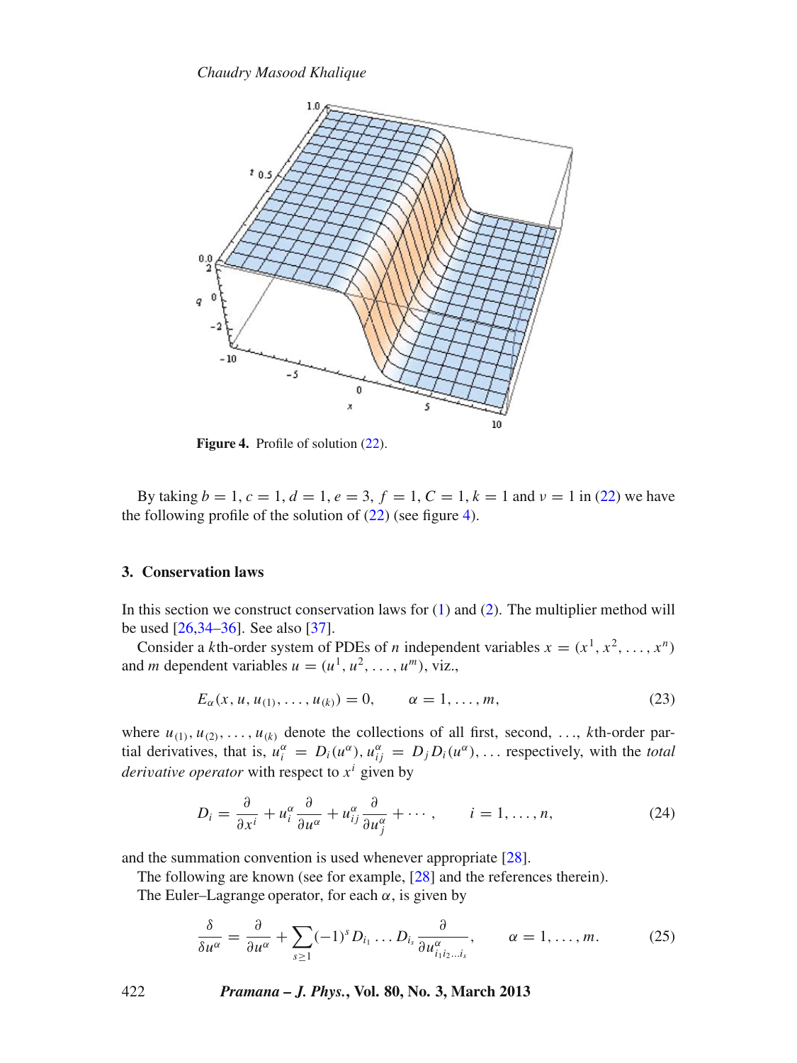**Figure 4.** Profile of solution (22).

By taking $b = 1, c = 1, d = 1, e = 3, f = 1, C = 1, k = 1$ and $\nu = 1$ in (22) we have the following profile of the solution of (22) (see figure 4).

## 3. Conservation laws

In this section we construct conservation laws for (1) and (2). The multiplier method will be used [26,34–36]. See also [37].

Consider a $k$th-order system of PDEs of $n$ independent variables $x = (x^1, x^2, \ldots, x^n)$ and $m$ dependent variables $u = (u^1, u^2, \ldots, u^m)$, viz.,

$$E_\alpha(x, u, u_{(1)}, \ldots, u_{(k)}) = 0, \qquad \alpha = 1, \ldots, m, \tag{23}$$

where $u_{(1)}, u_{(2)}, \ldots, u_{(k)}$ denote the collections of all first, second, ..., $k$th-order partial derivatives, that is, $u_i^\alpha = D_i(u^\alpha), u_{ij}^\alpha = D_j D_i(u^\alpha), \ldots$ respectively, with the *total derivative operator* with respect to $x^i$ given by

$$D_i = \frac{\partial}{\partial x^i} + u_i^\alpha \frac{\partial}{\partial u^\alpha} + u_{ij}^\alpha \frac{\partial}{\partial u_j^\alpha} + \cdots, \qquad i = 1, \ldots, n, \tag{24}$$

and the summation convention is used whenever appropriate [28].

The following are known (see for example, [28] and the references therein).

The Euler–Lagrange operator, for each $\alpha$, is given by

$$\frac{\delta}{\delta u^\alpha} = \frac{\partial}{\partial u^\alpha} + \sum_{s \geq 1} (-1)^s D_{i_1} \ldots D_{i_s} \frac{\partial}{\partial u^\alpha_{i_1 i_2 \ldots i_s}}, \qquad \alpha = 1, \ldots, m. \tag{25}$$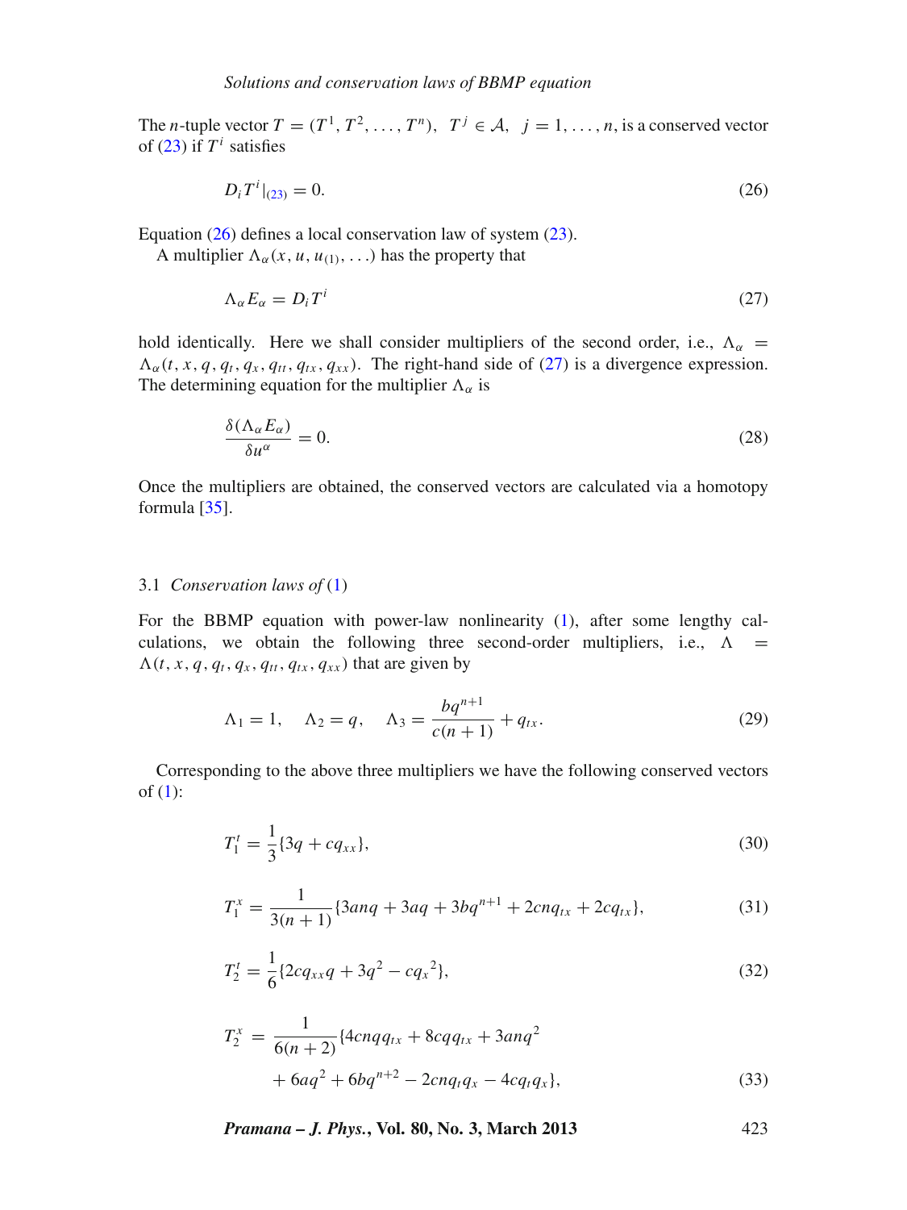The $n$-tuple vector $T = (T^1, T^2, \ldots, T^n)$, $T^j \in \mathcal{A}$, $j = 1, \ldots, n$, is a conserved vector of (23) if $T^i$ satisfies

$$D_i T^i|_{(23)} = 0. \tag{26}$$

Equation (26) defines a local conservation law of system (23).

A multiplier $\Lambda_\alpha(x, u, u_{(1)}, \ldots)$ has the property that

$$\Lambda_\alpha E_\alpha = D_i T^i \tag{27}$$

hold identically. Here we shall consider multipliers of the second order, i.e., $\Lambda_\alpha = \Lambda_\alpha(t, x, q, q_t, q_x, q_{tt}, q_{tx}, q_{xx})$. The right-hand side of (27) is a divergence expression. The determining equation for the multiplier $\Lambda_\alpha$ is

$$\frac{\delta(\Lambda_\alpha E_\alpha)}{\delta u^\alpha} = 0. \tag{28}$$

Once the multipliers are obtained, the conserved vectors are calculated via a homotopy formula [35].

### 3.1 *Conservation laws of* (1)

For the BBMP equation with power-law nonlinearity (1), after some lengthy calculations, we obtain the following three second-order multipliers, i.e., $\Lambda = \Lambda(t, x, q, q_t, q_x, q_{tt}, q_{tx}, q_{xx})$ that are given by

$$\Lambda_1 = 1, \quad \Lambda_2 = q, \quad \Lambda_3 = \frac{bq^{n+1}}{c(n+1)} + q_{tx}. \tag{29}$$

Corresponding to the above three multipliers we have the following conserved vectors of (1):

$$T_1^t = \frac{1}{3}\{3q + cq_{xx}\}, \tag{30}$$

$$T_1^x = \frac{1}{3(n+1)}\{3anq + 3aq + 3bq^{n+1} + 2cnq_{tx} + 2cq_{tx}\}, \tag{31}$$

$$T_2^t = \frac{1}{6}\{2cq_{xx}q + 3q^2 - c{q_x}^2\}, \tag{32}$$

$$\begin{aligned} T_2^x = \frac{1}{6(n+2)}\{&4cnqq_{tx} + 8cqq_{tx} + 3anq^2 \\ &+ 6aq^2 + 6bq^{n+2} - 2cnq_tq_x - 4cq_tq_x\}, \end{aligned} \tag{33}$$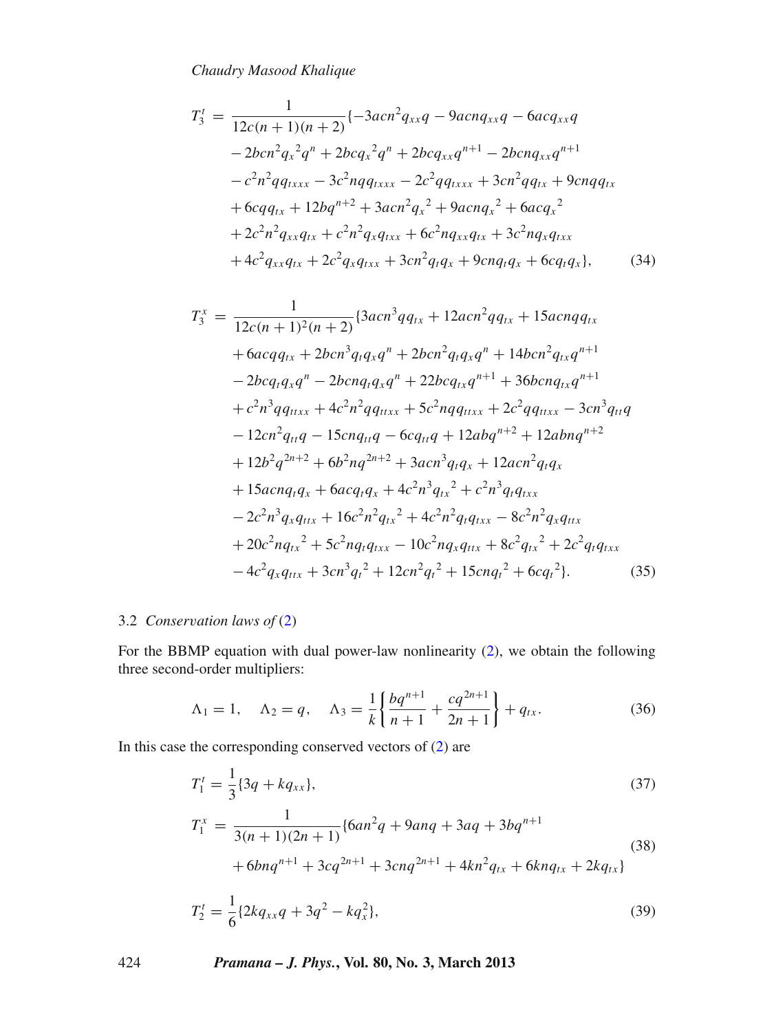$$T_3^t = \frac{1}{12c(n+1)(n+2)}\{-3acn^2q_{xx}q - 9acnq_{xx}q - 6acq_{xx}q$$
$$- 2bcn^2{q_x}^2q^n + 2bc{q_x}^2q^n + 2bcq_{xx}q^{n+1} - 2bcnq_{xx}q^{n+1}$$
$$- c^2n^2qq_{txxx} - 3c^2nqq_{txxx} - 2c^2qq_{txxx} + 3cn^2qq_{tx} + 9cnqq_{tx}$$
$$+ 6cqq_{tx} + 12bq^{n+2} + 3acn^2{q_x}^2 + 9acn{q_x}^2 + 6ac{q_x}^2$$
$$+ 2c^2n^2q_{xx}q_{tx} + c^2n^2q_xq_{txx} + 6c^2nq_{xx}q_{tx} + 3c^2nq_xq_{txx}$$
$$+ 4c^2q_{xx}q_{tx} + 2c^2q_xq_{txx} + 3cn^2q_tq_x + 9cnq_tq_x + 6cq_tq_x\}, \tag{34}$$

$$T_3^x = \frac{1}{12c(n+1)^2(n+2)}\{3acn^3qq_{tx} + 12acn^2qq_{tx} + 15acnqq_{tx}$$
$$+ 6acqq_{tx} + 2bcn^3q_tq_xq^n + 2bcn^2q_tq_xq^n + 14bcn^2q_{tx}q^{n+1}$$
$$- 2bcq_tq_xq^n - 2bcnq_tq_xq^n + 22bcq_{tx}q^{n+1} + 36bcnq_{tx}q^{n+1}$$
$$+ c^2n^3qq_{ttxx} + 4c^2n^2qq_{ttxx} + 5c^2nqq_{ttxx} + 2c^2qq_{ttxx} - 3cn^3q_{tt}q$$
$$- 12cn^2q_{tt}q - 15cnq_{tt}q - 6cq_{tt}q + 12abq^{n+2} + 12abnq^{n+2}$$
$$+ 12b^2q^{2n+2} + 6b^2nq^{2n+2} + 3acn^3q_tq_x + 12acn^2q_tq_x$$
$$+ 15acnq_tq_x + 6acq_tq_x + 4c^2n^3{q_{tx}}^2 + c^2n^3q_tq_{txx}$$
$$- 2c^2n^3q_xq_{ttx} + 16c^2n^2{q_{tx}}^2 + 4c^2n^2q_tq_{txx} - 8c^2n^2q_xq_{ttx}$$
$$+ 20c^2n{q_{tx}}^2 + 5c^2nq_tq_{txx} - 10c^2nq_xq_{ttx} + 8c^2{q_{tx}}^2 + 2c^2q_tq_{txx}$$
$$- 4c^2q_xq_{ttx} + 3cn^3{q_t}^2 + 12cn^2{q_t}^2 + 15cn{q_t}^2 + 6c{q_t}^2\}. \tag{35}$$

### 3.2 *Conservation laws of* (2)

For the BBMP equation with dual power-law nonlinearity (2), we obtain the following three second-order multipliers:

$$\Lambda_1 = 1, \quad \Lambda_2 = q, \quad \Lambda_3 = \frac{1}{k}\left\{\frac{bq^{n+1}}{n+1} + \frac{cq^{2n+1}}{2n+1}\right\} + q_{tx}. \tag{36}$$

In this case the corresponding conserved vectors of (2) are

$$T_1^t = \frac{1}{3}\{3q + kq_{xx}\}, \tag{37}$$

$$T_1^x = \frac{1}{3(n+1)(2n+1)}\{6an^2q + 9anq + 3aq + 3bq^{n+1}$$
$$+ 6bnq^{n+1} + 3cq^{2n+1} + 3cnq^{2n+1} + 4kn^2q_{tx} + 6knq_{tx} + 2kq_{tx}\} \tag{38}$$

$$T_2^t = \frac{1}{6}\{2kq_{xx}q + 3q^2 - kq_x^2\}, \tag{39}$$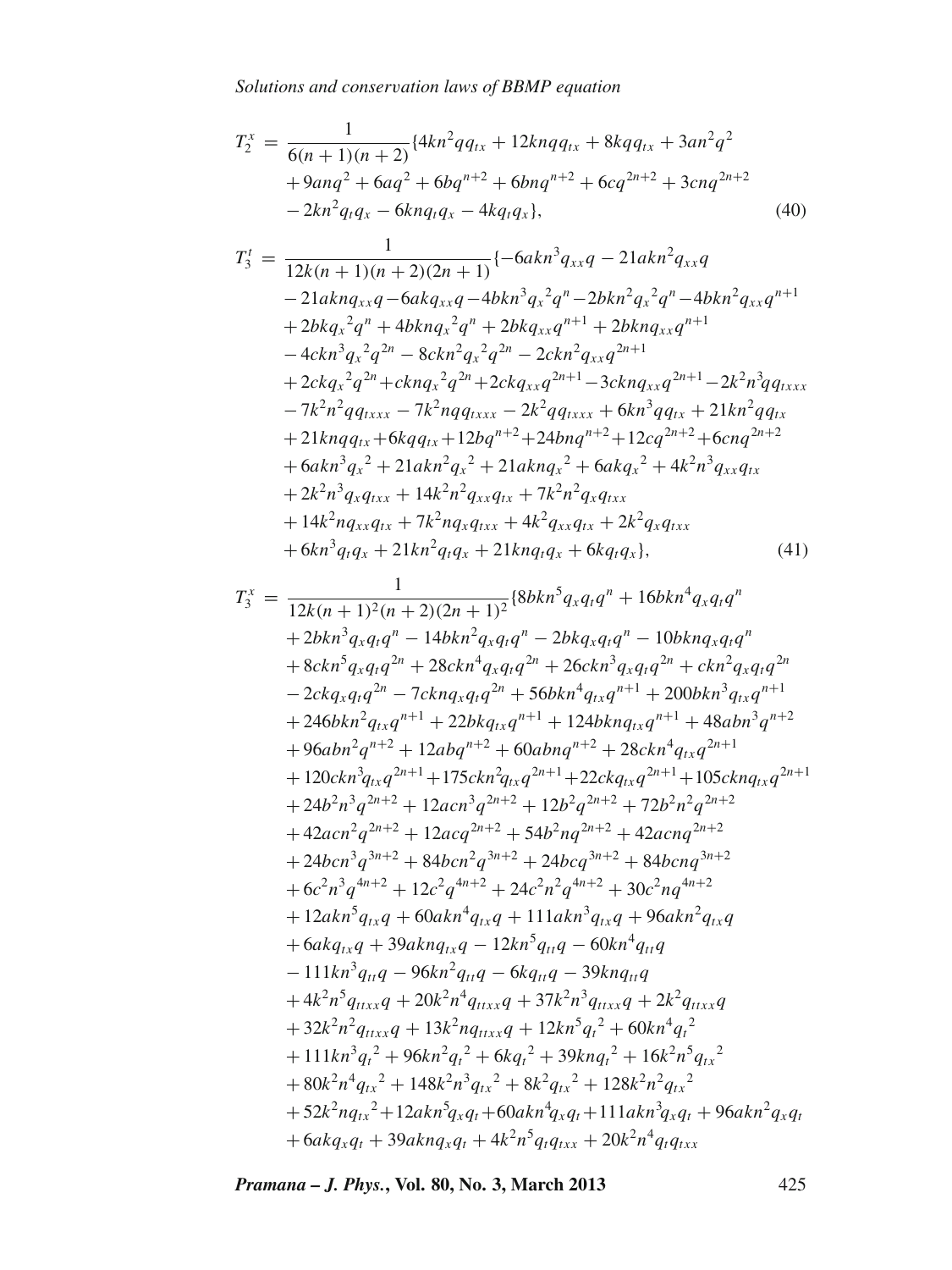$$
\begin{aligned}
T_2^x = & \frac{1}{6(n+1)(n+2)}\{4kn^2qq_{tx} + 12knqq_{tx} + 8kqq_{tx} + 3an^2q^2 \\
& + 9anq^2 + 6aq^2 + 6bq^{n+2} + 6bnq^{n+2} + 6cq^{2n+2} + 3cnq^{2n+2} \\
& - 2kn^2q_tq_x - 6knq_tq_x - 4kq_tq_x\},
\end{aligned}
\tag{40}
$$

$$
\begin{aligned}
T_3^t = & \frac{1}{12k(n+1)(n+2)(2n+1)}\{-6akn^3q_{xx}q - 21akn^2q_{xx}q \\
& - 21aknq_{xx}q - 6akq_{xx}q - 4bkn^3{q_x}^2q^n - 2bkn^2{q_x}^2q^n - 4bkn^2q_{xx}q^{n+1} \\
& + 2bk{q_x}^2q^n + 4bkn{q_x}^2q^n + 2bkq_{xx}q^{n+1} + 2bknq_{xx}q^{n+1} \\
& - 4ckn^3{q_x}^2q^{2n} - 8ckn^2{q_x}^2q^{2n} - 2ckn^2q_{xx}q^{2n+1} \\
& + 2ck{q_x}^2q^{2n} + ckn{q_x}^2q^{2n} + 2ckq_{xx}q^{2n+1} - 3cknq_{xx}q^{2n+1} - 2k^2n^3qq_{txxx} \\
& - 7k^2n^2qq_{txxx} - 7k^2nqq_{txxx} - 2k^2qq_{txxx} + 6kn^3qq_{tx} + 21kn^2qq_{tx} \\
& + 21knqq_{tx} + 6kqq_{tx} + 12bq^{n+2} + 24bnq^{n+2} + 12cq^{2n+2} + 6cnq^{2n+2} \\
& + 6akn^3{q_x}^2 + 21akn^2{q_x}^2 + 21akn{q_x}^2 + 6ak{q_x}^2 + 4k^2n^3q_{xx}q_{tx} \\
& + 2k^2n^3q_xq_{txx} + 14k^2n^2q_{xx}q_{tx} + 7k^2n^2q_xq_{txx} \\
& + 14k^2nq_{xx}q_{tx} + 7k^2nq_xq_{txx} + 4k^2q_{xx}q_{tx} + 2k^2q_xq_{txx} \\
& + 6kn^3q_tq_x + 21kn^2q_tq_x + 21knq_tq_x + 6kq_tq_x\},
\end{aligned}
\tag{41}
$$

$$
\begin{aligned}
T_3^x = & \frac{1}{12k(n+1)^2(n+2)(2n+1)^2}\{8bkn^5q_xq_tq^n + 16bkn^4q_xq_tq^n \\
& + 2bkn^3q_xq_tq^n - 14bkn^2q_xq_tq^n - 2bkq_xq_tq^n - 10bknq_xq_tq^n \\
& + 8ckn^5q_xq_tq^{2n} + 28ckn^4q_xq_tq^{2n} + 26ckn^3q_xq_tq^{2n} + ckn^2q_xq_tq^{2n} \\
& - 2ckq_xq_tq^{2n} - 7cknq_xq_tq^{2n} + 56bkn^4q_{tx}q^{n+1} + 200bkn^3q_{tx}q^{n+1} \\
& + 246bkn^2q_{tx}q^{n+1} + 22bkq_{tx}q^{n+1} + 124bknq_{tx}q^{n+1} + 48abn^3q^{n+2} \\
& + 96abn^2q^{n+2} + 12abq^{n+2} + 60abnq^{n+2} + 28ckn^4q_{tx}q^{2n+1} \\
& + 120ckn^3q_{tx}q^{2n+1} + 175ckn^2q_{tx}q^{2n+1} + 22ckq_{tx}q^{2n+1} + 105cknq_{tx}q^{2n+1} \\
& + 24b^2n^3q^{2n+2} + 12acn^3q^{2n+2} + 12b^2q^{2n+2} + 72b^2n^2q^{2n+2} \\
& + 42acn^2q^{2n+2} + 12acq^{2n+2} + 54b^2nq^{2n+2} + 42acnq^{2n+2} \\
& + 24bcn^3q^{3n+2} + 84bcn^2q^{3n+2} + 24bcq^{3n+2} + 84bcnq^{3n+2} \\
& + 6c^2n^3q^{4n+2} + 12c^2q^{4n+2} + 24c^2n^2q^{4n+2} + 30c^2nq^{4n+2} \\
& + 12akn^5q_{tx}q + 60akn^4q_{tx}q + 111akn^3q_{tx}q + 96akn^2q_{tx}q \\
& + 6akq_{tx}q + 39aknq_{tx}q - 12kn^5q_{tt}q - 60kn^4q_{tt}q \\
& - 111kn^3q_{tt}q - 96kn^2q_{tt}q - 6kq_{tt}q - 39knq_{tt}q \\
& + 4k^2n^5q_{ttxx}q + 20k^2n^4q_{ttxx}q + 37k^2n^3q_{ttxx}q + 2k^2q_{ttxx}q \\
& + 32k^2n^2q_{ttxx}q + 13k^2nq_{ttxx}q + 12kn^5{q_t}^2 + 60kn^4{q_t}^2 \\
& + 111kn^3{q_t}^2 + 96kn^2{q_t}^2 + 6k{q_t}^2 + 39kn{q_t}^2 + 16k^2n^5{q_{tx}}^2 \\
& + 80k^2n^4{q_{tx}}^2 + 148k^2n^3{q_{tx}}^2 + 8k^2{q_{tx}}^2 + 128k^2n^2{q_{tx}}^2 \\
& + 52k^2n{q_{tx}}^2 + 12akn^5q_xq_t + 60akn^4q_xq_t + 111akn^3q_xq_t + 96akn^2q_xq_t \\
& + 6akq_xq_t + 39aknq_xq_t + 4k^2n^5q_tq_{txx} + 20k^2n^4q_tq_{txx}
\end{aligned}
$$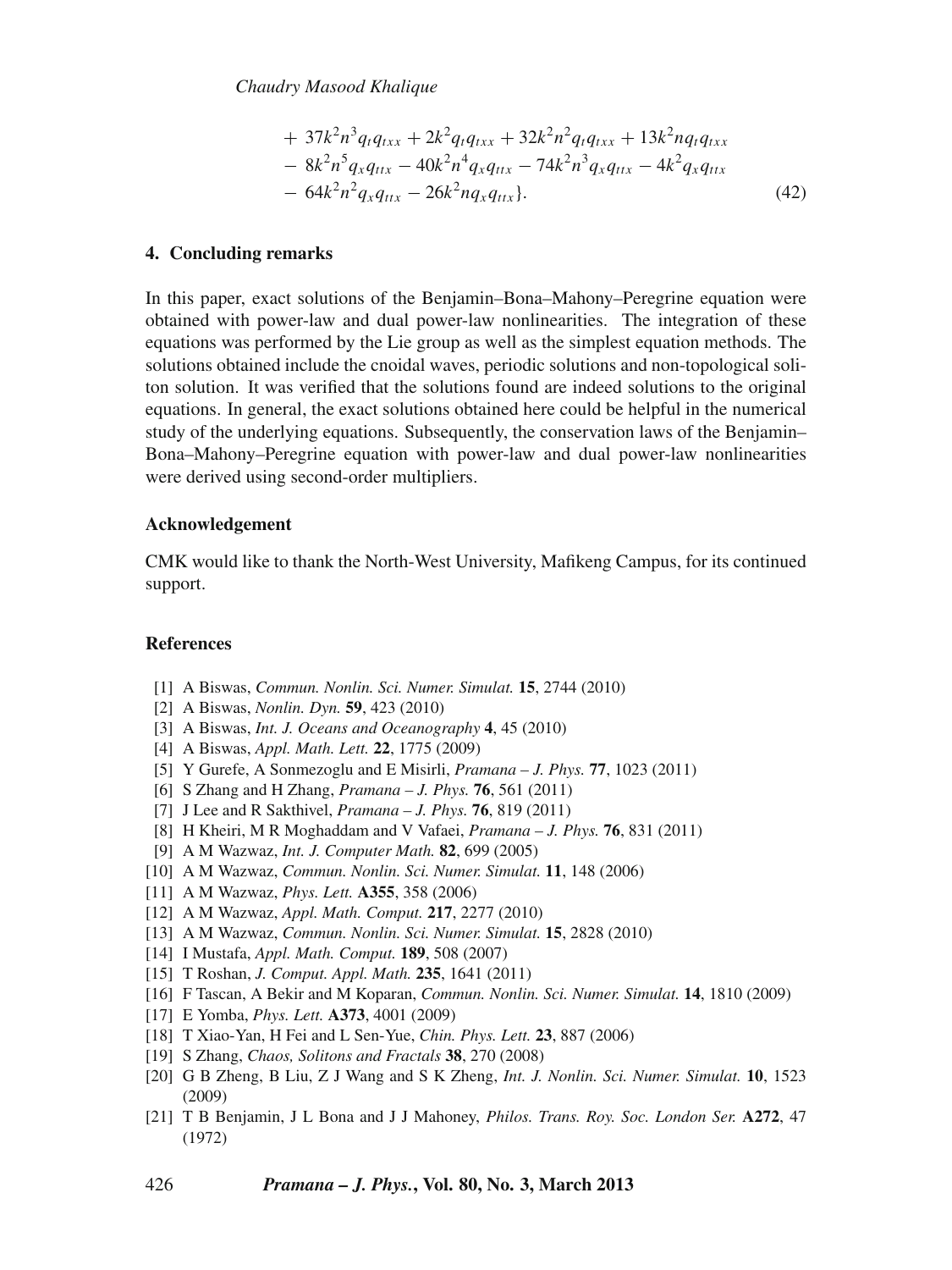$$
\begin{aligned}
&+\ 37k^2n^3q_tq_{txx} + 2k^2q_tq_{txx} + 32k^2n^2q_tq_{txx} + 13k^2nq_tq_{txx} \\
&-\ 8k^2n^5q_xq_{ttx} - 40k^2n^4q_xq_{ttx} - 74k^2n^3q_xq_{ttx} - 4k^2q_xq_{ttx} \\
&-\ 64k^2n^2q_xq_{ttx} - 26k^2nq_xq_{ttx}\}.
\end{aligned}
\tag{42}
$$

## 4. Concluding remarks

In this paper, exact solutions of the Benjamin–Bona–Mahony–Peregrine equation were obtained with power-law and dual power-law nonlinearities. The integration of these equations was performed by the Lie group as well as the simplest equation methods. The solutions obtained include the cnoidal waves, periodic solutions and non-topological soliton solution. It was verified that the solutions found are indeed solutions to the original equations. In general, the exact solutions obtained here could be helpful in the numerical study of the underlying equations. Subsequently, the conservation laws of the Benjamin–Bona–Mahony–Peregrine equation with power-law and dual power-law nonlinearities were derived using second-order multipliers.

## Acknowledgement

CMK would like to thank the North-West University, Mafikeng Campus, for its continued support.

## References

[1] A Biswas, *Commun. Nonlin. Sci. Numer. Simulat.* **15**, 2744 (2010)
[2] A Biswas, *Nonlin. Dyn.* **59**, 423 (2010)
[3] A Biswas, *Int. J. Oceans and Oceanography* **4**, 45 (2010)
[4] A Biswas, *Appl. Math. Lett.* **22**, 1775 (2009)
[5] Y Gurefe, A Sonmezoglu and E Misirli, *Pramana – J. Phys.* **77**, 1023 (2011)
[6] S Zhang and H Zhang, *Pramana – J. Phys.* **76**, 561 (2011)
[7] J Lee and R Sakthivel, *Pramana – J. Phys.* **76**, 819 (2011)
[8] H Kheiri, M R Moghaddam and V Vafaei, *Pramana – J. Phys.* **76**, 831 (2011)
[9] A M Wazwaz, *Int. J. Computer Math.* **82**, 699 (2005)
[10] A M Wazwaz, *Commun. Nonlin. Sci. Numer. Simulat.* **11**, 148 (2006)
[11] A M Wazwaz, *Phys. Lett.* **A355**, 358 (2006)
[12] A M Wazwaz, *Appl. Math. Comput.* **217**, 2277 (2010)
[13] A M Wazwaz, *Commun. Nonlin. Sci. Numer. Simulat.* **15**, 2828 (2010)
[14] I Mustafa, *Appl. Math. Comput.* **189**, 508 (2007)
[15] T Roshan, *J. Comput. Appl. Math.* **235**, 1641 (2011)
[16] F Tascan, A Bekir and M Koparan, *Commun. Nonlin. Sci. Numer. Simulat.* **14**, 1810 (2009)
[17] E Yomba, *Phys. Lett.* **A373**, 4001 (2009)
[18] T Xiao-Yan, H Fei and L Sen-Yue, *Chin. Phys. Lett.* **23**, 887 (2006)
[19] S Zhang, *Chaos, Solitons and Fractals* **38**, 270 (2008)
[20] G B Zheng, B Liu, Z J Wang and S K Zheng, *Int. J. Nonlin. Sci. Numer. Simulat.* **10**, 1523 (2009)
[21] T B Benjamin, J L Bona and J J Mahoney, *Philos. Trans. Roy. Soc. London Ser.* **A272**, 47 (1972)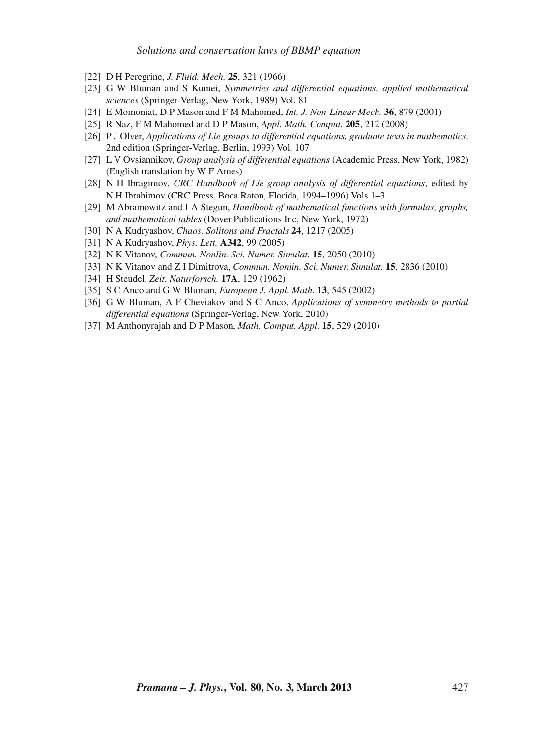[22] D H Peregrine, *J. Fluid. Mech.* **25**, 321 (1966)

[23] G W Bluman and S Kumei, *Symmetries and differential equations, applied mathematical sciences* (Springer-Verlag, New York, 1989) Vol. 81

[24] E Momoniat, D P Mason and F M Mahomed, *Int. J. Non-Linear Mech.* **36**, 879 (2001)

[25] R Naz, F M Mahomed and D P Mason, *Appl. Math. Comput.* **205**, 212 (2008)

[26] P J Olver, *Applications of Lie groups to differential equations, graduate texts in mathematics*. 2nd edition (Springer-Verlag, Berlin, 1993) Vol. 107

[27] L V Ovsiannikov, *Group analysis of differential equations* (Academic Press, New York, 1982) (English translation by W F Ames)

[28] N H Ibragimov, *CRC Handbook of Lie group analysis of differential equations*, edited by N H Ibrahimov (CRC Press, Boca Raton, Florida, 1994–1996) Vols 1–3

[29] M Abramowitz and I A Stegun, *Handbook of mathematical functions with formulas, graphs, and mathematical tables* (Dover Publications Inc, New York, 1972)

[30] N A Kudryashov, *Chaos, Solitons and Fractals* **24**, 1217 (2005)

[31] N A Kudryashov, *Phys. Lett.* **A342**, 99 (2005)

[32] N K Vitanov, *Commun. Nonlin. Sci. Numer. Simulat.* **15**, 2050 (2010)

[33] N K Vitanov and Z I Dimitrova, *Commun. Nonlin. Sci. Numer. Simulat.* **15**, 2836 (2010)

[34] H Steudel, *Zeit. Naturforsch.* **17A**, 129 (1962)

[35] S C Anco and G W Bluman, *European J. Appl. Math.* **13**, 545 (2002)

[36] G W Bluman, A F Cheviakov and S C Anco, *Applications of symmetry methods to partial differential equations* (Springer-Verlag, New York, 2010)

[37] M Anthonyrajah and D P Mason, *Math. Comput. Appl.* **15**, 529 (2010)